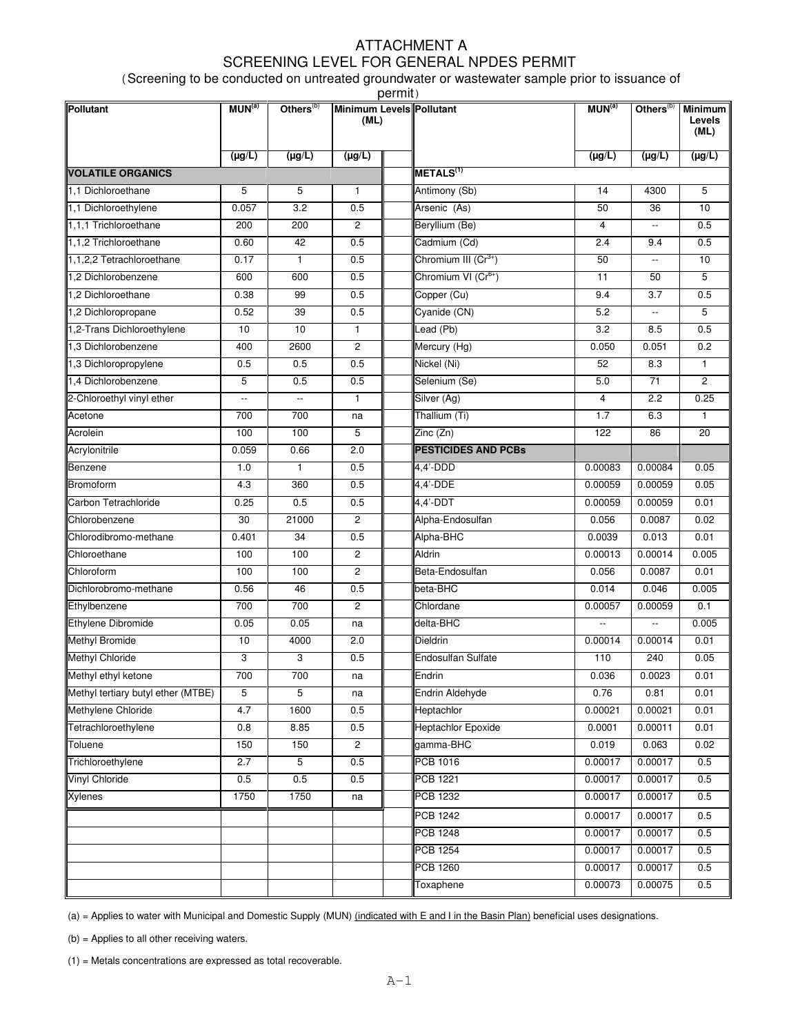# ATTACHMENT A

## SCREENING LEVEL FOR GENERAL NPDES PERMIT

(Screening to be conducted on untreated groundwater or wastewater sample prior to issuance of permit)

| Pollutant | MUN[(a)] | Others[(b)] | Minimum Levels (ML) | | Pollutant | MUN[(a)] | Others[(b)] | Minimum Levels (ML) |
|---|---|---|---|---|---|---|---|---|
| | (µg/L) | (µg/L) | (µg/L) | | | (µg/L) | (µg/L) | (µg/L) |
| **VOLATILE ORGANICS** | | | | | **METALS[(1)]** | | | |
| 1,1 Dichloroethane | 5 | 5 | 1 | | Antimony (Sb) | 14 | 4300 | 5 |
| 1,1 Dichloroethylene | 0.057 | 3.2 | 0.5 | | Arsenic (As) | 50 | 36 | 10 |
| 1,1,1 Trichloroethane | 200 | 200 | 2 | | Beryllium (Be) | 4 | -- | 0.5 |
| 1,1,2 Trichloroethane | 0.60 | 42 | 0.5 | | Cadmium (Cd) | 2.4 | 9.4 | 0.5 |
| 1,1,2,2 Tetrachloroethane | 0.17 | 1 | 0.5 | | Chromium III ($Cr^{3+}$) | 50 | -- | 10 |
| 1,2 Dichlorobenzene | 600 | 600 | 0.5 | | Chromium VI ($Cr^{6+}$) | 11 | 50 | 5 |
| 1,2 Dichloroethane | 0.38 | 99 | 0.5 | | Copper (Cu) | 9.4 | 3.7 | 0.5 |
| 1,2 Dichloropropane | 0.52 | 39 | 0.5 | | Cyanide (CN) | 5.2 | -- | 5 |
| 1,2-Trans Dichloroethylene | 10 | 10 | 1 | | Lead (Pb) | 3.2 | 8.5 | 0.5 |
| 1,3 Dichlorobenzene | 400 | 2600 | 2 | | Mercury (Hg) | 0.050 | 0.051 | 0.2 |
| 1,3 Dichloropropylene | 0.5 | 0.5 | 0.5 | | Nickel (Ni) | 52 | 8.3 | 1 |
| 1,4 Dichlorobenzene | 5 | 0.5 | 0.5 | | Selenium (Se) | 5.0 | 71 | 2 |
| 2-Chloroethyl vinyl ether | -- | -- | 1 | | Silver (Ag) | 4 | 2.2 | 0.25 |
| Acetone | 700 | 700 | na | | Thallium (Ti) | 1.7 | 6.3 | 1 |
| Acrolein | 100 | 100 | 5 | | Zinc (Zn) | 122 | 86 | 20 |
| Acrylonitrile | 0.059 | 0.66 | 2.0 | | **PESTICIDES AND PCBs** | | | |
| Benzene | 1.0 | 1 | 0.5 | | 4,4'-DDD | 0.00083 | 0.00084 | 0.05 |
| Bromoform | 4.3 | 360 | 0.5 | | 4,4'-DDE | 0.00059 | 0.00059 | 0.05 |
| Carbon Tetrachloride | 0.25 | 0.5 | 0.5 | | 4,4'-DDT | 0.00059 | 0.00059 | 0.01 |
| Chlorobenzene | 30 | 21000 | 2 | | Alpha-Endosulfan | 0.056 | 0.0087 | 0.02 |
| Chlorodibromo-methane | 0.401 | 34 | 0.5 | | Alpha-BHC | 0.0039 | 0.013 | 0.01 |
| Chloroethane | 100 | 100 | 2 | | Aldrin | 0.00013 | 0.00014 | 0.005 |
| Chloroform | 100 | 100 | 2 | | Beta-Endosulfan | 0.056 | 0.0087 | 0.01 |
| Dichlorobromo-methane | 0.56 | 46 | 0.5 | | beta-BHC | 0.014 | 0.046 | 0.005 |
| Ethylbenzene | 700 | 700 | 2 | | Chlordane | 0.00057 | 0.00059 | 0.1 |
| Ethylene Dibromide | 0.05 | 0.05 | na | | delta-BHC | -- | -- | 0.005 |
| Methyl Bromide | 10 | 4000 | 2.0 | | Dieldrin | 0.00014 | 0.00014 | 0.01 |
| Methyl Chloride | 3 | 3 | 0.5 | | Endosulfan Sulfate | 110 | 240 | 0.05 |
| Methyl ethyl ketone | 700 | 700 | na | | Endrin | 0.036 | 0.0023 | 0.01 |
| Methyl tertiary butyl ether (MTBE) | 5 | 5 | na | | Endrin Aldehyde | 0.76 | 0.81 | 0.01 |
| Methylene Chloride | 4.7 | 1600 | 0.5 | | Heptachlor | 0.00021 | 0.00021 | 0.01 |
| Tetrachloroethylene | 0.8 | 8.85 | 0.5 | | Heptachlor Epoxide | 0.0001 | 0.00011 | 0.01 |
| Toluene | 150 | 150 | 2 | | gamma-BHC | 0.019 | 0.063 | 0.02 |
| Trichloroethylene | 2.7 | 5 | 0.5 | | PCB 1016 | 0.00017 | 0.00017 | 0.5 |
| Vinyl Chloride | 0.5 | 0.5 | 0.5 | | PCB 1221 | 0.00017 | 0.00017 | 0.5 |
| Xylenes | 1750 | 1750 | na | | PCB 1232 | 0.00017 | 0.00017 | 0.5 |
| | | | | | PCB 1242 | 0.00017 | 0.00017 | 0.5 |
| | | | | | PCB 1248 | 0.00017 | 0.00017 | 0.5 |
| | | | | | PCB 1254 | 0.00017 | 0.00017 | 0.5 |
| | | | | | PCB 1260 | 0.00017 | 0.00017 | 0.5 |
| | | | | | Toxaphene | 0.00073 | 0.00075 | 0.5 |

(a) = Applies to water with Municipal and Domestic Supply (MUN) (indicated with E and I in the Basin Plan) beneficial uses designations.

(b) = Applies to all other receiving waters.

(1) = Metals concentrations are expressed as total recoverable.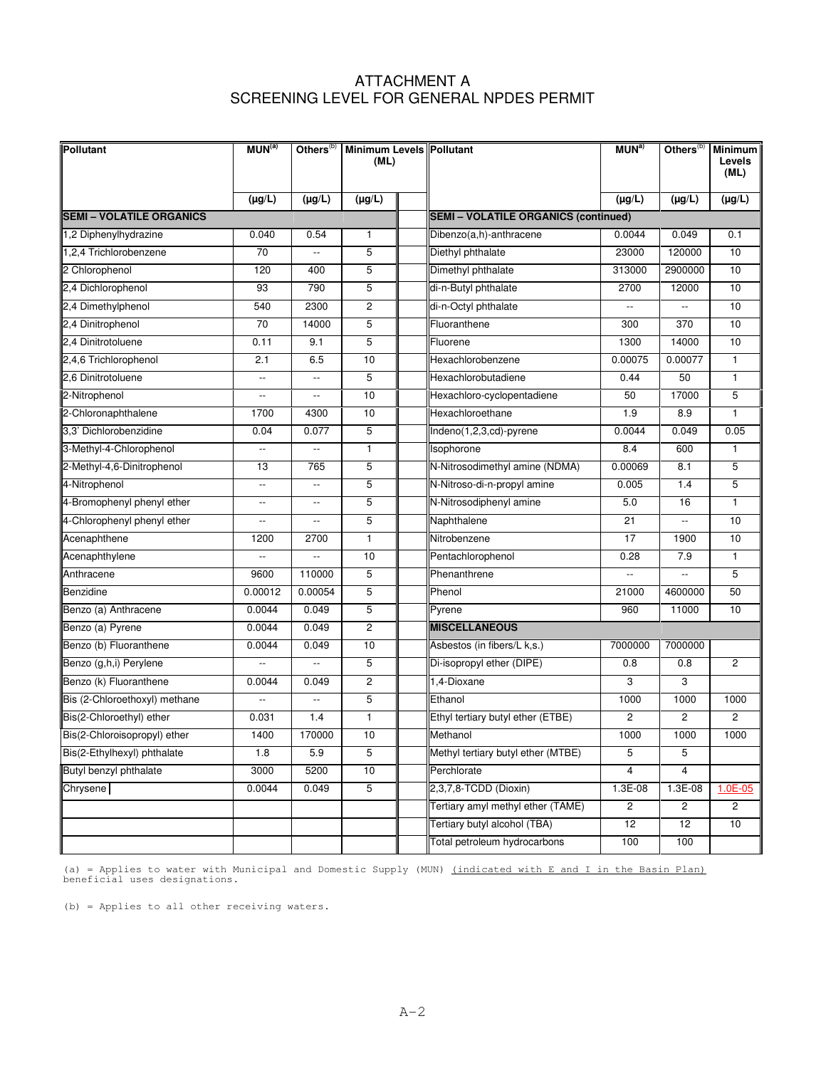# ATTACHMENT A
## SCREENING LEVEL FOR GENERAL NPDES PERMIT

| Pollutant | MUN[(a)] | Others[(b)] | Minimum Levels (ML) | | Pollutant | MUN[a)] | Others[(b)] | Minimum Levels (ML) |
|---|---|---|---|---|---|---|---|---|
| | (µg/L) | (µg/L) | (µg/L) | | | (µg/L) | (µg/L) | (µg/L) |
| **SEMI – VOLATILE ORGANICS** | | | | | **SEMI – VOLATILE ORGANICS (continued)** | | | |
| 1,2 Diphenylhydrazine | 0.040 | 0.54 | 1 | | Dibenzo(a,h)-anthracene | 0.0044 | 0.049 | 0.1 |
| 1,2,4 Trichlorobenzene | 70 | -- | 5 | | Diethyl phthalate | 23000 | 120000 | 10 |
| 2 Chlorophenol | 120 | 400 | 5 | | Dimethyl phthalate | 313000 | 2900000 | 10 |
| 2,4 Dichlorophenol | 93 | 790 | 5 | | di-n-Butyl phthalate | 2700 | 12000 | 10 |
| 2,4 Dimethylphenol | 540 | 2300 | 2 | | di-n-Octyl phthalate | -- | -- | 10 |
| 2,4 Dinitrophenol | 70 | 14000 | 5 | | Fluoranthene | 300 | 370 | 10 |
| 2,4 Dinitrotoluene | 0.11 | 9.1 | 5 | | Fluorene | 1300 | 14000 | 10 |
| 2,4,6 Trichlorophenol | 2.1 | 6.5 | 10 | | Hexachlorobenzene | 0.00075 | 0.00077 | 1 |
| 2,6 Dinitrotoluene | -- | -- | 5 | | Hexachlorobutadiene | 0.44 | 50 | 1 |
| 2-Nitrophenol | -- | -- | 10 | | Hexachloro-cyclopentadiene | 50 | 17000 | 5 |
| 2-Chloronaphthalene | 1700 | 4300 | 10 | | Hexachloroethane | 1.9 | 8.9 | 1 |
| 3,3' Dichlorobenzidine | 0.04 | 0.077 | 5 | | Indeno(1,2,3,cd)-pyrene | 0.0044 | 0.049 | 0.05 |
| 3-Methyl-4-Chlorophenol | -- | -- | 1 | | Isophorone | 8.4 | 600 | 1 |
| 2-Methyl-4,6-Dinitrophenol | 13 | 765 | 5 | | N-Nitrosodimethyl amine (NDMA) | 0.00069 | 8.1 | 5 |
| 4-Nitrophenol | -- | -- | 5 | | N-Nitroso-di-n-propyl amine | 0.005 | 1.4 | 5 |
| 4-Bromophenyl phenyl ether | -- | -- | 5 | | N-Nitrosodiphenyl amine | 5.0 | 16 | 1 |
| 4-Chlorophenyl phenyl ether | -- | -- | 5 | | Naphthalene | 21 | -- | 10 |
| Acenaphthene | 1200 | 2700 | 1 | | Nitrobenzene | 17 | 1900 | 10 |
| Acenaphthylene | -- | -- | 10 | | Pentachlorophenol | 0.28 | 7.9 | 1 |
| Anthracene | 9600 | 110000 | 5 | | Phenanthrene | -- | -- | 5 |
| Benzidine | 0.00012 | 0.00054 | 5 | | Phenol | 21000 | 4600000 | 50 |
| Benzo (a) Anthracene | 0.0044 | 0.049 | 5 | | Pyrene | 960 | 11000 | 10 |
| Benzo (a) Pyrene | 0.0044 | 0.049 | 2 | | **MISCELLANEOUS** | | | |
| Benzo (b) Fluoranthene | 0.0044 | 0.049 | 10 | | Asbestos (in fibers/L k,s.) | 7000000 | 7000000 | |
| Benzo (g,h,i) Perylene | -- | -- | 5 | | Di-isopropyl ether (DIPE) | 0.8 | 0.8 | 2 |
| Benzo (k) Fluoranthene | 0.0044 | 0.049 | 2 | | 1,4-Dioxane | 3 | 3 | |
| Bis (2-Chloroethoxyl) methane | -- | -- | 5 | | Ethanol | 1000 | 1000 | 1000 |
| Bis(2-Chloroethyl) ether | 0.031 | 1.4 | 1 | | Ethyl tertiary butyl ether (ETBE) | 2 | 2 | 2 |
| Bis(2-Chloroisopropyl) ether | 1400 | 170000 | 10 | | Methanol | 1000 | 1000 | 1000 |
| Bis(2-Ethylhexyl) phthalate | 1.8 | 5.9 | 5 | | Methyl tertiary butyl ether (MTBE) | 5 | 5 | |
| Butyl benzyl phthalate | 3000 | 5200 | 10 | | Perchlorate | 4 | 4 | |
| Chrysene | 0.0044 | 0.049 | 5 | | 2,3,7,8-TCDD (Dioxin) | 1.3E-08 | 1.3E-08 | 1.0E-05 |
| | | | | | Tertiary amyl methyl ether (TAME) | 2 | 2 | 2 |
| | | | | | Tertiary butyl alcohol (TBA) | 12 | 12 | 10 |
| | | | | | Total petroleum hydrocarbons | 100 | 100 | |

(a) = Applies to water with Municipal and Domestic Supply (MUN) (indicated with E and I in the Basin Plan) beneficial uses designations.

(b) = Applies to all other receiving waters.